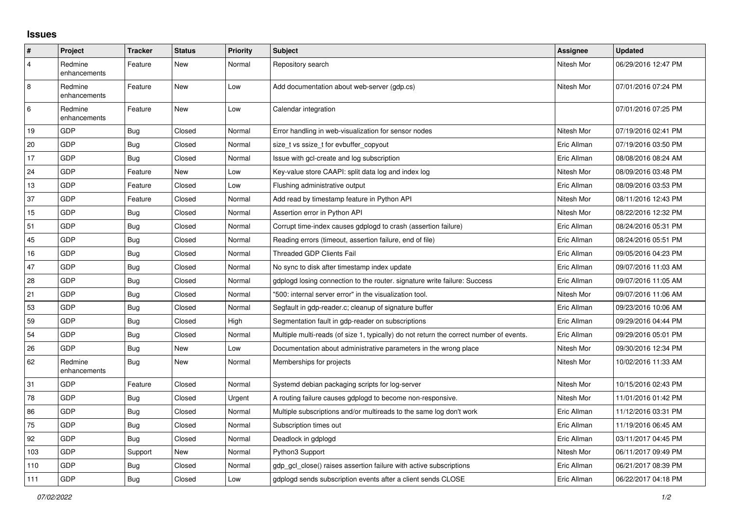# Issues

| # | Project | Tracker | Status | Priority | Subject | Assignee | Updated |
|---|---|---|---|---|---|---|---|
| 4 | Redmine enhancements | Feature | New | Normal | Repository search | Nitesh Mor | 06/29/2016 12:47 PM |
| 8 | Redmine enhancements | Feature | New | Low | Add documentation about web-server (gdp.cs) | Nitesh Mor | 07/01/2016 07:24 PM |
| 6 | Redmine enhancements | Feature | New | Low | Calendar integration | | 07/01/2016 07:25 PM |
| 19 | GDP | Bug | Closed | Normal | Error handling in web-visualization for sensor nodes | Nitesh Mor | 07/19/2016 02:41 PM |
| 20 | GDP | Bug | Closed | Normal | size_t vs ssize_t for evbuffer_copyout | Eric Allman | 07/19/2016 03:50 PM |
| 17 | GDP | Bug | Closed | Normal | Issue with gcl-create and log subscription | Eric Allman | 08/08/2016 08:24 AM |
| 24 | GDP | Feature | New | Low | Key-value store CAAPI: split data log and index log | Nitesh Mor | 08/09/2016 03:48 PM |
| 13 | GDP | Feature | Closed | Low | Flushing administrative output | Eric Allman | 08/09/2016 03:53 PM |
| 37 | GDP | Feature | Closed | Normal | Add read by timestamp feature in Python API | Nitesh Mor | 08/11/2016 12:43 PM |
| 15 | GDP | Bug | Closed | Normal | Assertion error in Python API | Nitesh Mor | 08/22/2016 12:32 PM |
| 51 | GDP | Bug | Closed | Normal | Corrupt time-index causes gdplogd to crash (assertion failure) | Eric Allman | 08/24/2016 05:31 PM |
| 45 | GDP | Bug | Closed | Normal | Reading errors (timeout, assertion failure, end of file) | Eric Allman | 08/24/2016 05:51 PM |
| 16 | GDP | Bug | Closed | Normal | Threaded GDP Clients Fail | Eric Allman | 09/05/2016 04:23 PM |
| 47 | GDP | Bug | Closed | Normal | No sync to disk after timestamp index update | Eric Allman | 09/07/2016 11:03 AM |
| 28 | GDP | Bug | Closed | Normal | gdplogd losing connection to the router. signature write failure: Success | Eric Allman | 09/07/2016 11:05 AM |
| 21 | GDP | Bug | Closed | Normal | "500: internal server error" in the visualization tool. | Nitesh Mor | 09/07/2016 11:06 AM |
| 53 | GDP | Bug | Closed | Normal | Segfault in gdp-reader.c; cleanup of signature buffer | Eric Allman | 09/23/2016 10:06 AM |
| 59 | GDP | Bug | Closed | High | Segmentation fault in gdp-reader on subscriptions | Eric Allman | 09/29/2016 04:44 PM |
| 54 | GDP | Bug | Closed | Normal | Multiple multi-reads (of size 1, typically) do not return the correct number of events. | Eric Allman | 09/29/2016 05:01 PM |
| 26 | GDP | Bug | New | Low | Documentation about administrative parameters in the wrong place | Nitesh Mor | 09/30/2016 12:34 PM |
| 62 | Redmine enhancements | Bug | New | Normal | Memberships for projects | Nitesh Mor | 10/02/2016 11:33 AM |
| 31 | GDP | Feature | Closed | Normal | Systemd debian packaging scripts for log-server | Nitesh Mor | 10/15/2016 02:43 PM |
| 78 | GDP | Bug | Closed | Urgent | A routing failure causes gdplogd to become non-responsive. | Nitesh Mor | 11/01/2016 01:42 PM |
| 86 | GDP | Bug | Closed | Normal | Multiple subscriptions and/or multireads to the same log don't work | Eric Allman | 11/12/2016 03:31 PM |
| 75 | GDP | Bug | Closed | Normal | Subscription times out | Eric Allman | 11/19/2016 06:45 AM |
| 92 | GDP | Bug | Closed | Normal | Deadlock in gdplogd | Eric Allman | 03/11/2017 04:45 PM |
| 103 | GDP | Support | New | Normal | Python3 Support | Nitesh Mor | 06/11/2017 09:49 PM |
| 110 | GDP | Bug | Closed | Normal | gdp_gcl_close() raises assertion failure with active subscriptions | Eric Allman | 06/21/2017 08:39 PM |
| 111 | GDP | Bug | Closed | Low | gdplogd sends subscription events after a client sends CLOSE | Eric Allman | 06/22/2017 04:18 PM |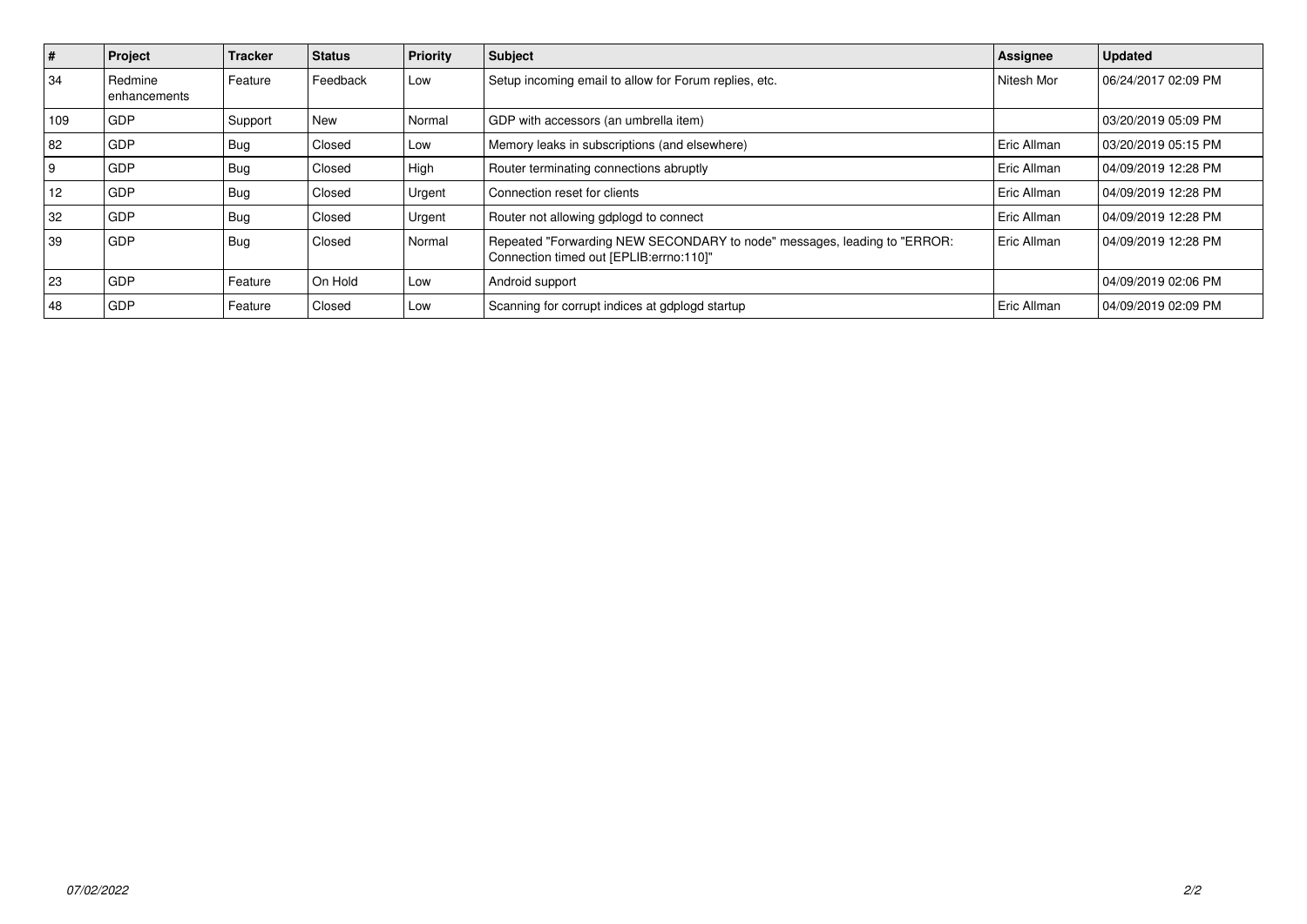| # | Project | Tracker | Status | Priority | Subject | Assignee | Updated |
|---|---|---|---|---|---|---|---|
| 34 | Redmine enhancements | Feature | Feedback | Low | Setup incoming email to allow for Forum replies, etc. | Nitesh Mor | 06/24/2017 02:09 PM |
| 109 | GDP | Support | New | Normal | GDP with accessors (an umbrella item) | | 03/20/2019 05:09 PM |
| 82 | GDP | Bug | Closed | Low | Memory leaks in subscriptions (and elsewhere) | Eric Allman | 03/20/2019 05:15 PM |
| 9 | GDP | Bug | Closed | High | Router terminating connections abruptly | Eric Allman | 04/09/2019 12:28 PM |
| 12 | GDP | Bug | Closed | Urgent | Connection reset for clients | Eric Allman | 04/09/2019 12:28 PM |
| 32 | GDP | Bug | Closed | Urgent | Router not allowing gdplogd to connect | Eric Allman | 04/09/2019 12:28 PM |
| 39 | GDP | Bug | Closed | Normal | Repeated "Forwarding NEW SECONDARY to node" messages, leading to "ERROR: Connection timed out [EPLIB:errno:110]" | Eric Allman | 04/09/2019 12:28 PM |
| 23 | GDP | Feature | On Hold | Low | Android support | | 04/09/2019 02:06 PM |
| 48 | GDP | Feature | Closed | Low | Scanning for corrupt indices at gdplogd startup | Eric Allman | 04/09/2019 02:09 PM |